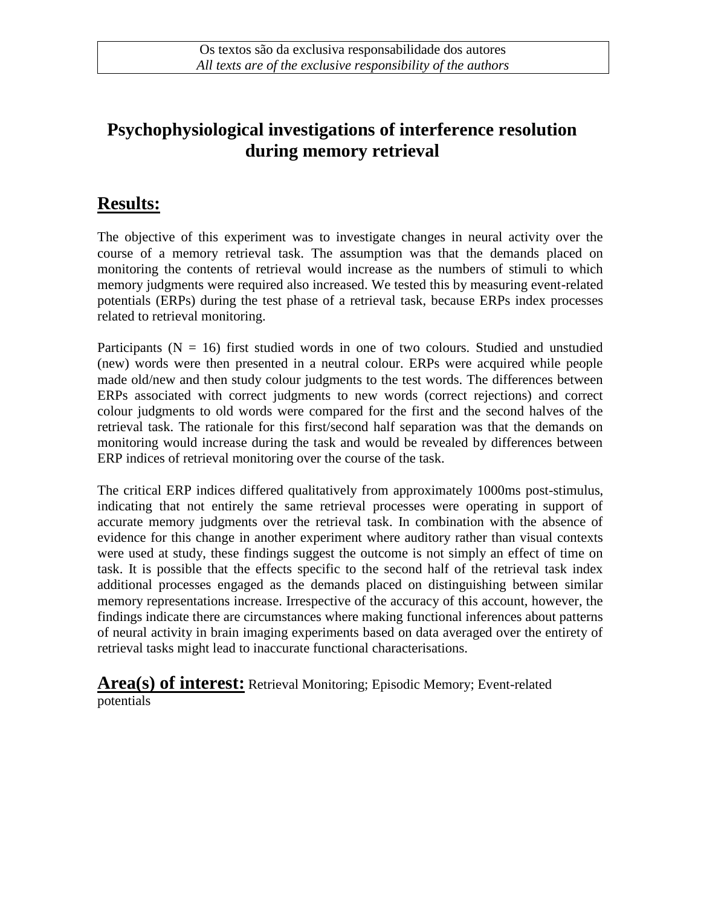Os textos são da exclusiva responsabilidade dos autores
*All texts are of the exclusive responsibility of the authors*

# Psychophysiological investigations of interference resolution during memory retrieval

## Results:

The objective of this experiment was to investigate changes in neural activity over the course of a memory retrieval task. The assumption was that the demands placed on monitoring the contents of retrieval would increase as the numbers of stimuli to which memory judgments were required also increased. We tested this by measuring event-related potentials (ERPs) during the test phase of a retrieval task, because ERPs index processes related to retrieval monitoring.

Participants ($N = 16$) first studied words in one of two colours. Studied and unstudied (new) words were then presented in a neutral colour. ERPs were acquired while people made old/new and then study colour judgments to the test words. The differences between ERPs associated with correct judgments to new words (correct rejections) and correct colour judgments to old words were compared for the first and the second halves of the retrieval task. The rationale for this first/second half separation was that the demands on monitoring would increase during the task and would be revealed by differences between ERP indices of retrieval monitoring over the course of the task.

The critical ERP indices differed qualitatively from approximately 1000ms post-stimulus, indicating that not entirely the same retrieval processes were operating in support of accurate memory judgments over the retrieval task. In combination with the absence of evidence for this change in another experiment where auditory rather than visual contexts were used at study, these findings suggest the outcome is not simply an effect of time on task. It is possible that the effects specific to the second half of the retrieval task index additional processes engaged as the demands placed on distinguishing between similar memory representations increase. Irrespective of the accuracy of this account, however, the findings indicate there are circumstances where making functional inferences about patterns of neural activity in brain imaging experiments based on data averaged over the entirety of retrieval tasks might lead to inaccurate functional characterisations.

**Area(s) of interest:** Retrieval Monitoring; Episodic Memory; Event-related potentials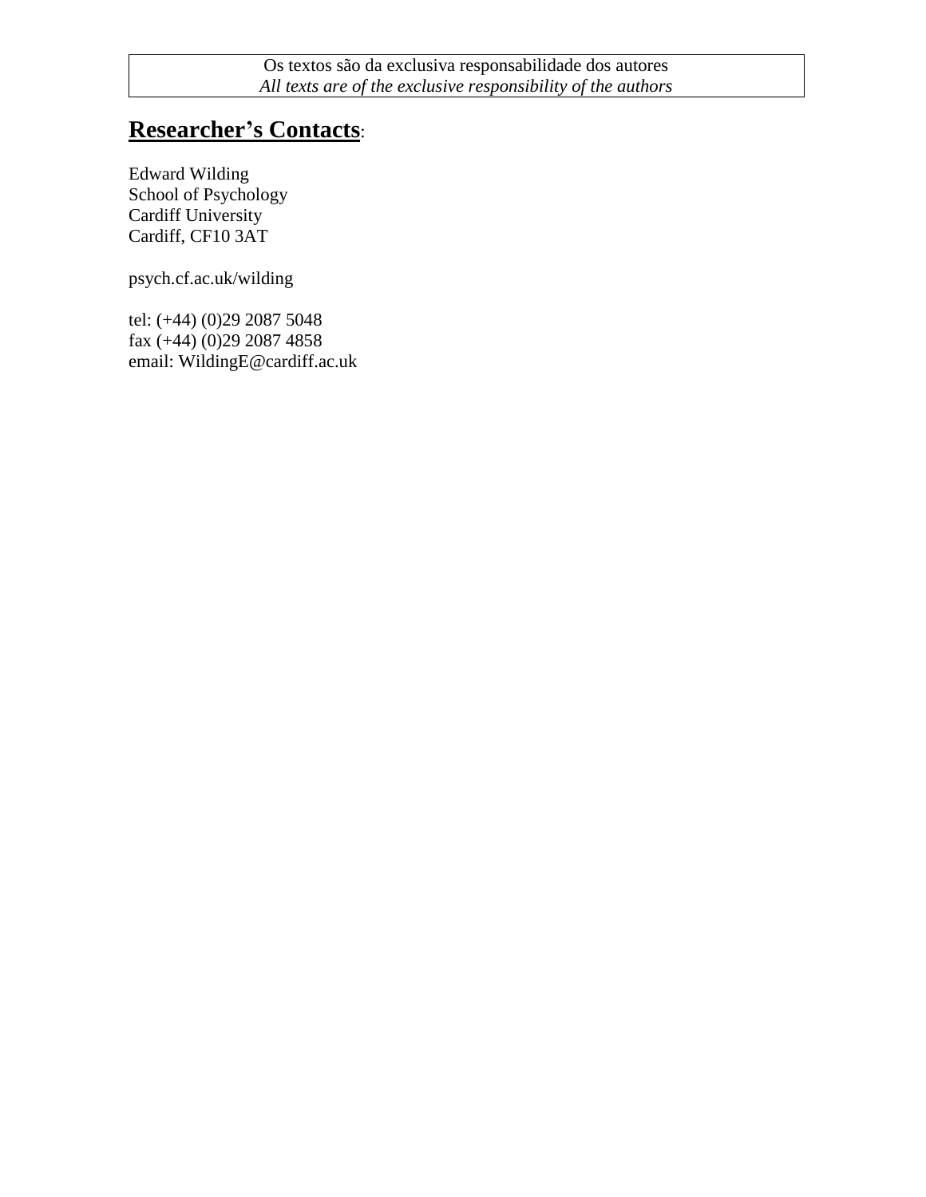Os textos são da exclusiva responsabilidade dos autores
*All texts are of the exclusive responsibility of the authors*

## **Researcher's Contacts**:

Edward Wilding
School of Psychology
Cardiff University
Cardiff, CF10 3AT

psych.cf.ac.uk/wilding

tel: (+44) (0)29 2087 5048
fax (+44) (0)29 2087 4858
email: WildingE@cardiff.ac.uk